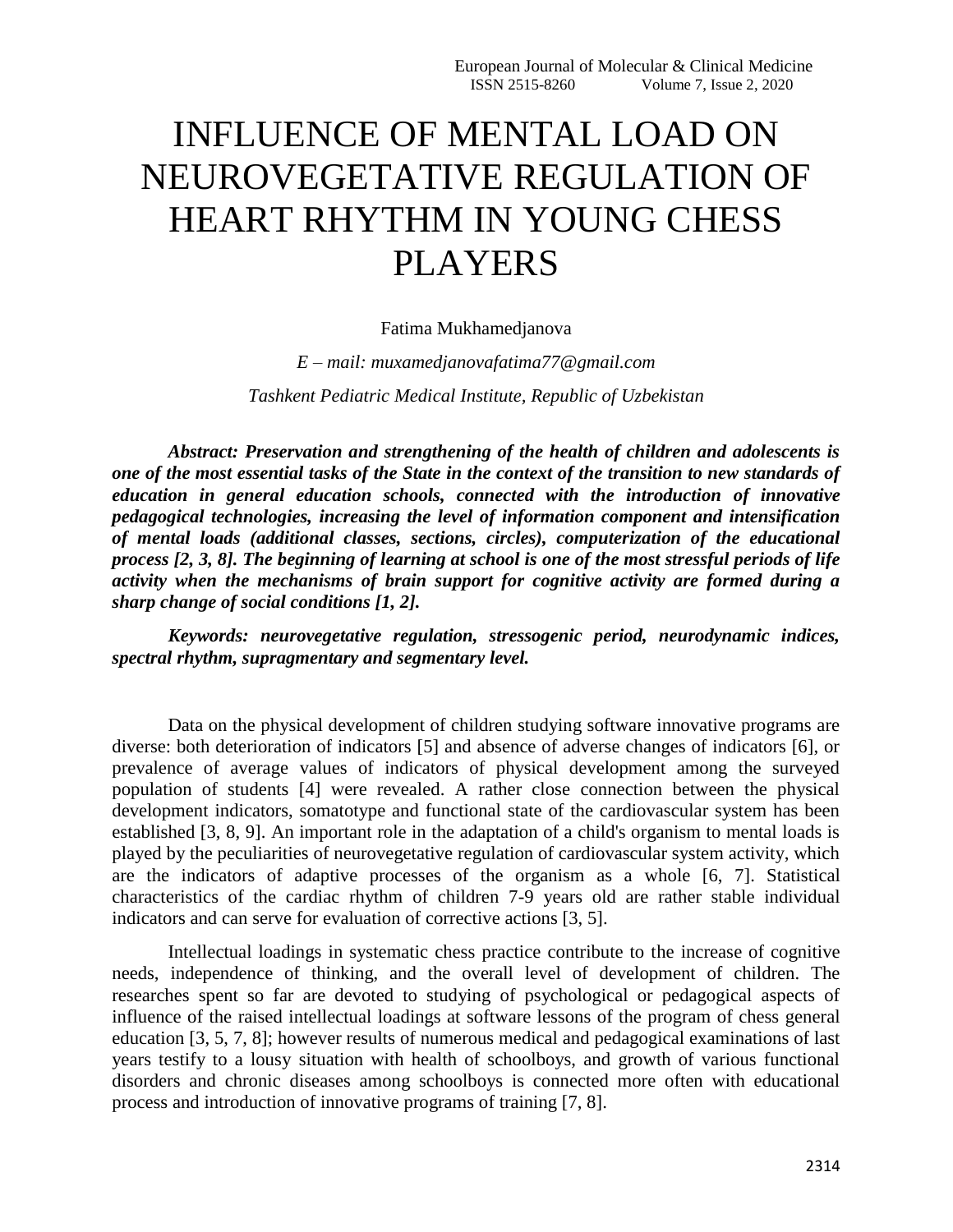# INFLUENCE OF MENTAL LOAD ON NEUROVEGETATIVE REGULATION OF HEART RHYTHM IN YOUNG CHESS PLAYERS

Fatima Mukhamedjanova

*E – mail: muxamedjanovafatima77@gmail.com*

*Tashkent Pediatric Medical Institute, Republic of Uzbekistan*

***Abstract: Preservation and strengthening of the health of children and adolescents is one of the most essential tasks of the State in the context of the transition to new standards of education in general education schools, connected with the introduction of innovative pedagogical technologies, increasing the level of information component and intensification of mental loads (additional classes, sections, circles), computerization of the educational process [2, 3, 8]. The beginning of learning at school is one of the most stressful periods of life activity when the mechanisms of brain support for cognitive activity are formed during a sharp change of social conditions [1, 2].***

***Keywords: neurovegetative regulation, stressogenic period, neurodynamic indices, spectral rhythm, supragmentary and segmentary level.***

Data on the physical development of children studying software innovative programs are diverse: both deterioration of indicators [5] and absence of adverse changes of indicators [6], or prevalence of average values of indicators of physical development among the surveyed population of students [4] were revealed. A rather close connection between the physical development indicators, somatotype and functional state of the cardiovascular system has been established [3, 8, 9]. An important role in the adaptation of a child's organism to mental loads is played by the peculiarities of neurovegetative regulation of cardiovascular system activity, which are the indicators of adaptive processes of the organism as a whole [6, 7]. Statistical characteristics of the cardiac rhythm of children 7-9 years old are rather stable individual indicators and can serve for evaluation of corrective actions [3, 5].

Intellectual loadings in systematic chess practice contribute to the increase of cognitive needs, independence of thinking, and the overall level of development of children. The researches spent so far are devoted to studying of psychological or pedagogical aspects of influence of the raised intellectual loadings at software lessons of the program of chess general education [3, 5, 7, 8]; however results of numerous medical and pedagogical examinations of last years testify to a lousy situation with health of schoolboys, and growth of various functional disorders and chronic diseases among schoolboys is connected more often with educational process and introduction of innovative programs of training [7, 8].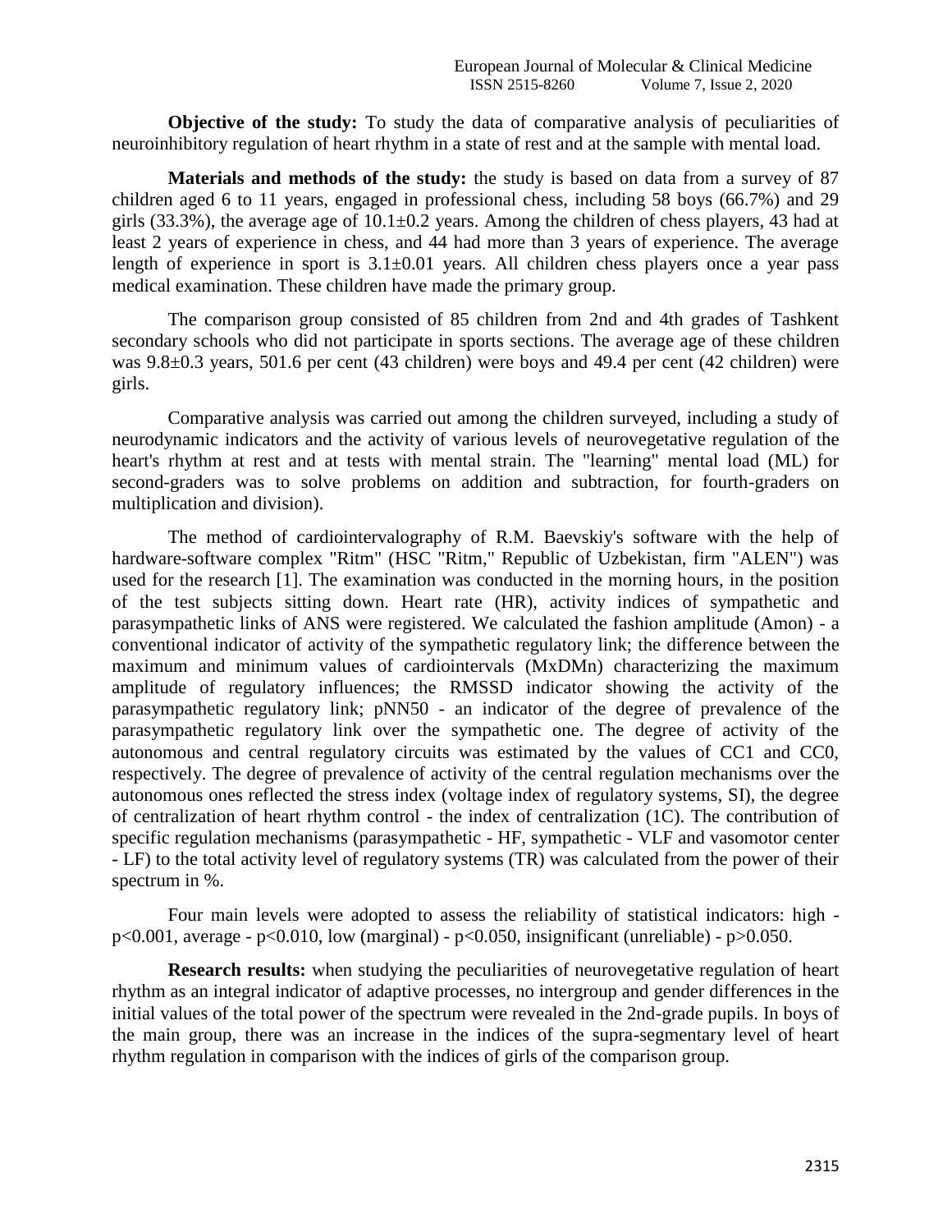**Objective of the study:** To study the data of comparative analysis of peculiarities of neuroinhibitory regulation of heart rhythm in a state of rest and at the sample with mental load.

**Materials and methods of the study:** the study is based on data from a survey of 87 children aged 6 to 11 years, engaged in professional chess, including 58 boys (66.7%) and 29 girls (33.3%), the average age of 10.1±0.2 years. Among the children of chess players, 43 had at least 2 years of experience in chess, and 44 had more than 3 years of experience. The average length of experience in sport is 3.1±0.01 years. All children chess players once a year pass medical examination. These children have made the primary group.

The comparison group consisted of 85 children from 2nd and 4th grades of Tashkent secondary schools who did not participate in sports sections. The average age of these children was 9.8±0.3 years, 501.6 per cent (43 children) were boys and 49.4 per cent (42 children) were girls.

Comparative analysis was carried out among the children surveyed, including a study of neurodynamic indicators and the activity of various levels of neurovegetative regulation of the heart's rhythm at rest and at tests with mental strain. The "learning" mental load (ML) for second-graders was to solve problems on addition and subtraction, for fourth-graders on multiplication and division).

The method of cardiointervalography of R.M. Baevskiy's software with the help of hardware-software complex "Ritm" (HSC "Ritm," Republic of Uzbekistan, firm "ALEN") was used for the research [1]. The examination was conducted in the morning hours, in the position of the test subjects sitting down. Heart rate (HR), activity indices of sympathetic and parasympathetic links of ANS were registered. We calculated the fashion amplitude (Amon) - a conventional indicator of activity of the sympathetic regulatory link; the difference between the maximum and minimum values of cardiointervals (MxDMn) characterizing the maximum amplitude of regulatory influences; the RMSSD indicator showing the activity of the parasympathetic regulatory link; pNN50 - an indicator of the degree of prevalence of the parasympathetic regulatory link over the sympathetic one. The degree of activity of the autonomous and central regulatory circuits was estimated by the values of CC1 and CC0, respectively. The degree of prevalence of activity of the central regulation mechanisms over the autonomous ones reflected the stress index (voltage index of regulatory systems, SI), the degree of centralization of heart rhythm control - the index of centralization (1C). The contribution of specific regulation mechanisms (parasympathetic - HF, sympathetic - VLF and vasomotor center - LF) to the total activity level of regulatory systems (TR) was calculated from the power of their spectrum in %.

Four main levels were adopted to assess the reliability of statistical indicators: high - $p<0.001$, average - $p<0.010$, low (marginal) - $p<0.050$, insignificant (unreliable) - $p>0.050$.

**Research results:** when studying the peculiarities of neurovegetative regulation of heart rhythm as an integral indicator of adaptive processes, no intergroup and gender differences in the initial values of the total power of the spectrum were revealed in the 2nd-grade pupils. In boys of the main group, there was an increase in the indices of the supra-segmentary level of heart rhythm regulation in comparison with the indices of girls of the comparison group.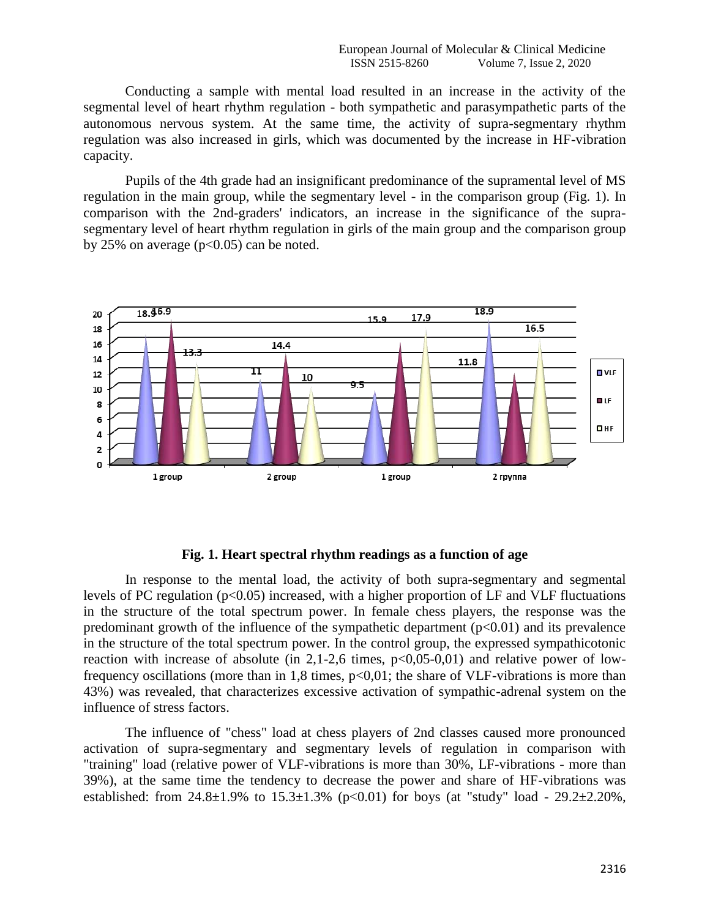Conducting a sample with mental load resulted in an increase in the activity of the segmental level of heart rhythm regulation - both sympathetic and parasympathetic parts of the autonomous nervous system. At the same time, the activity of supra-segmentary rhythm regulation was also increased in girls, which was documented by the increase in HF-vibration capacity.

Pupils of the 4th grade had an insignificant predominance of the supramental level of MS regulation in the main group, while the segmentary level - in the comparison group (Fig. 1). In comparison with the 2nd-graders' indicators, an increase in the significance of the supra-segmentary level of heart rhythm regulation in girls of the main group and the comparison group by 25% on average ($p<0.05$) can be noted.

**Fig. 1. Heart spectral rhythm readings as a function of age**

In response to the mental load, the activity of both supra-segmentary and segmental levels of PC regulation ($p<0.05$) increased, with a higher proportion of LF and VLF fluctuations in the structure of the total spectrum power. In female chess players, the response was the predominant growth of the influence of the sympathetic department ($p<0.01$) and its prevalence in the structure of the total spectrum power. In the control group, the expressed sympathicotonic reaction with increase of absolute (in 2,1-2,6 times, $p<0{,}05$-$0{,}01$) and relative power of low-frequency oscillations (more than in 1,8 times, $p<0{,}01$; the share of VLF-vibrations is more than 43%) was revealed, that characterizes excessive activation of sympathic-adrenal system on the influence of stress factors.

The influence of "chess" load at chess players of 2nd classes caused more pronounced activation of supra-segmentary and segmentary levels of regulation in comparison with "training" load (relative power of VLF-vibrations is more than 30%, LF-vibrations - more than 39%), at the same time the tendency to decrease the power and share of HF-vibrations was established: from 24.8±1.9% to 15.3±1.3% ($p<0.01$) for boys (at "study" load - 29.2±2.20%,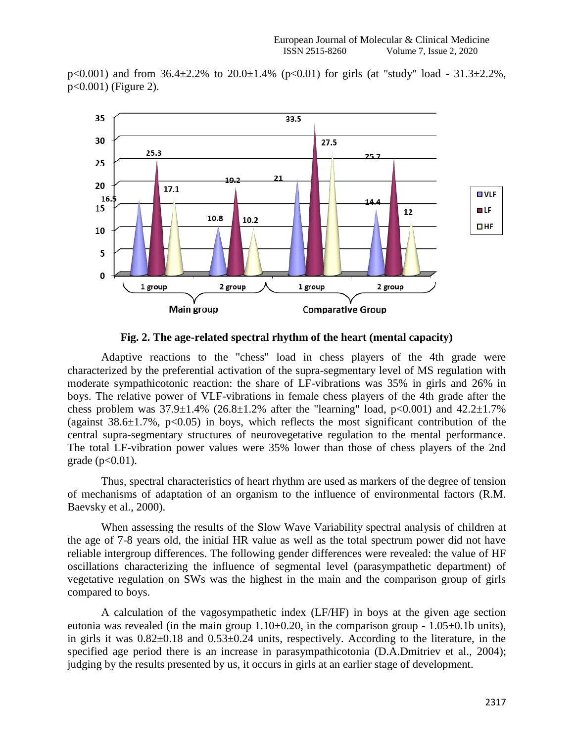p<0.001) and from 36.4±2.2% to 20.0±1.4% (p<0.01) for girls (at "study" load - 31.3±2.2%, p<0.001) (Figure 2).

**Fig. 2. The age-related spectral rhythm of the heart (mental capacity)**

Adaptive reactions to the "chess" load in chess players of the 4th grade were characterized by the preferential activation of the supra-segmentary level of MS regulation with moderate sympathicotonic reaction: the share of LF-vibrations was 35% in girls and 26% in boys. The relative power of VLF-vibrations in female chess players of the 4th grade after the chess problem was 37.9±1.4% (26.8±1.2% after the "learning" load, p<0.001) and 42.2±1.7% (against 38.6±1.7%, p<0.05) in boys, which reflects the most significant contribution of the central supra-segmentary structures of neurovegetative regulation to the mental performance. The total LF-vibration power values were 35% lower than those of chess players of the 2nd grade (p<0.01).

Thus, spectral characteristics of heart rhythm are used as markers of the degree of tension of mechanisms of adaptation of an organism to the influence of environmental factors (R.M. Baevsky et al., 2000).

When assessing the results of the Slow Wave Variability spectral analysis of children at the age of 7-8 years old, the initial HR value as well as the total spectrum power did not have reliable intergroup differences. The following gender differences were revealed: the value of HF oscillations characterizing the influence of segmental level (parasympathetic department) of vegetative regulation on SWs was the highest in the main and the comparison group of girls compared to boys.

A calculation of the vagosympathetic index (LF/HF) in boys at the given age section eutonia was revealed (in the main group 1.10±0.20, in the comparison group - 1.05±0.1b units), in girls it was 0.82±0.18 and 0.53±0.24 units, respectively. According to the literature, in the specified age period there is an increase in parasympathicotonia (D.A.Dmitriev et al., 2004); judging by the results presented by us, it occurs in girls at an earlier stage of development.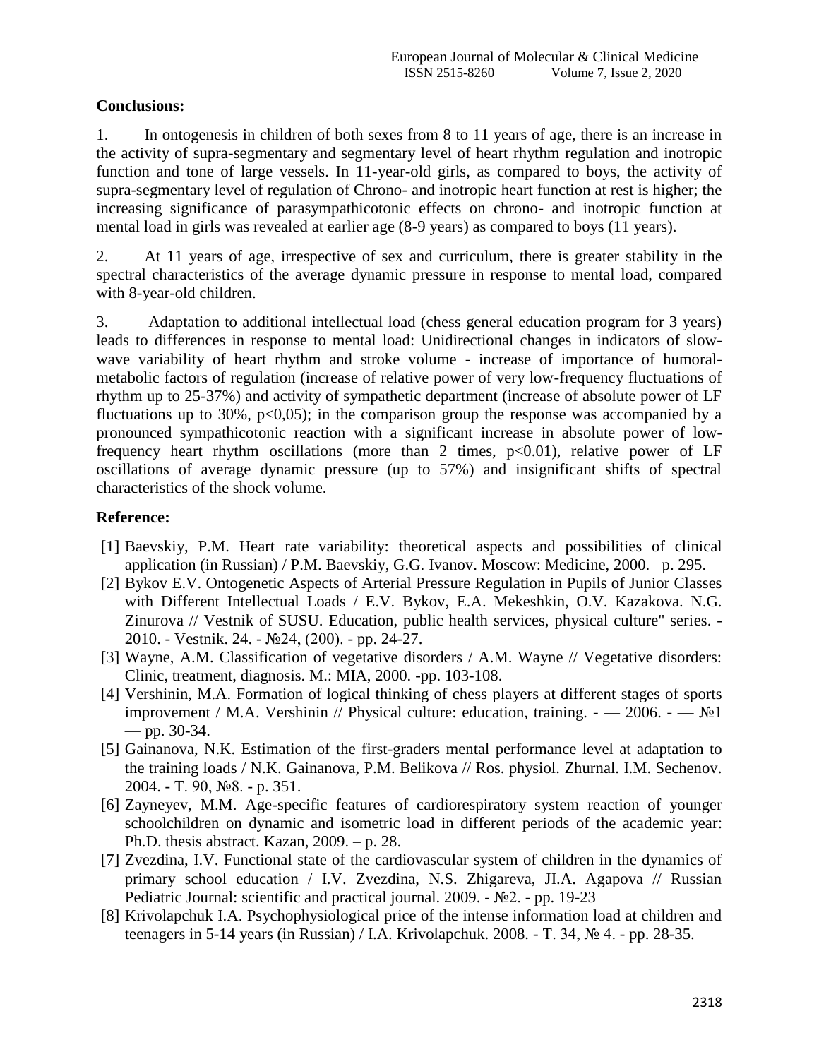**Conclusions:**

1. In ontogenesis in children of both sexes from 8 to 11 years of age, there is an increase in the activity of supra-segmentary and segmentary level of heart rhythm regulation and inotropic function and tone of large vessels. In 11-year-old girls, as compared to boys, the activity of supra-segmentary level of regulation of Chrono- and inotropic heart function at rest is higher; the increasing significance of parasympathicotonic effects on chrono- and inotropic function at mental load in girls was revealed at earlier age (8-9 years) as compared to boys (11 years).

2. At 11 years of age, irrespective of sex and curriculum, there is greater stability in the spectral characteristics of the average dynamic pressure in response to mental load, compared with 8-year-old children.

3. Adaptation to additional intellectual load (chess general education program for 3 years) leads to differences in response to mental load: Unidirectional changes in indicators of slow-wave variability of heart rhythm and stroke volume - increase of importance of humoral-metabolic factors of regulation (increase of relative power of very low-frequency fluctuations of rhythm up to 25-37%) and activity of sympathetic department (increase of absolute power of LF fluctuations up to 30%, $p<0,05$); in the comparison group the response was accompanied by a pronounced sympathicotonic reaction with a significant increase in absolute power of low-frequency heart rhythm oscillations (more than 2 times, $p<0.01$), relative power of LF oscillations of average dynamic pressure (up to 57%) and insignificant shifts of spectral characteristics of the shock volume.

**Reference:**

[1] Baevskiy, P.M. Heart rate variability: theoretical aspects and possibilities of clinical application (in Russian) / P.M. Baevskiy, G.G. Ivanov. Moscow: Medicine, 2000. –p. 295.

[2] Bykov E.V. Ontogenetic Aspects of Arterial Pressure Regulation in Pupils of Junior Classes with Different Intellectual Loads / E.V. Bykov, E.A. Mekeshkin, O.V. Kazakova. N.G. Zinurova // Vestnik of SUSU. Education, public health services, physical culture" series. - 2010. - Vestnik. 24. - №24, (200). - pp. 24-27.

[3] Wayne, A.M. Classification of vegetative disorders / A.M. Wayne // Vegetative disorders: Clinic, treatment, diagnosis. M.: MIA, 2000. -pp. 103-108.

[4] Vershinin, M.A. Formation of logical thinking of chess players at different stages of sports improvement / M.A. Vershinin // Physical culture: education, training. - — 2006. - — №1 — pp. 30-34.

[5] Gainanova, N.K. Estimation of the first-graders mental performance level at adaptation to the training loads / N.K. Gainanova, P.M. Belikova // Ros. physiol. Zhurnal. I.M. Sechenov. 2004. - T. 90, №8. - p. 351.

[6] Zayneyev, M.M. Age-specific features of cardiorespiratory system reaction of younger schoolchildren on dynamic and isometric load in different periods of the academic year: Ph.D. thesis abstract. Kazan, 2009. – p. 28.

[7] Zvezdina, I.V. Functional state of the cardiovascular system of children in the dynamics of primary school education / I.V. Zvezdina, N.S. Zhigareva, JI.A. Agapova // Russian Pediatric Journal: scientific and practical journal. 2009. - №2. - pp. 19-23

[8] Krivolapchuk I.A. Psychophysiological price of the intense information load at children and teenagers in 5-14 years (in Russian) / I.A. Krivolapchuk. 2008. - T. 34, № 4. - pp. 28-35.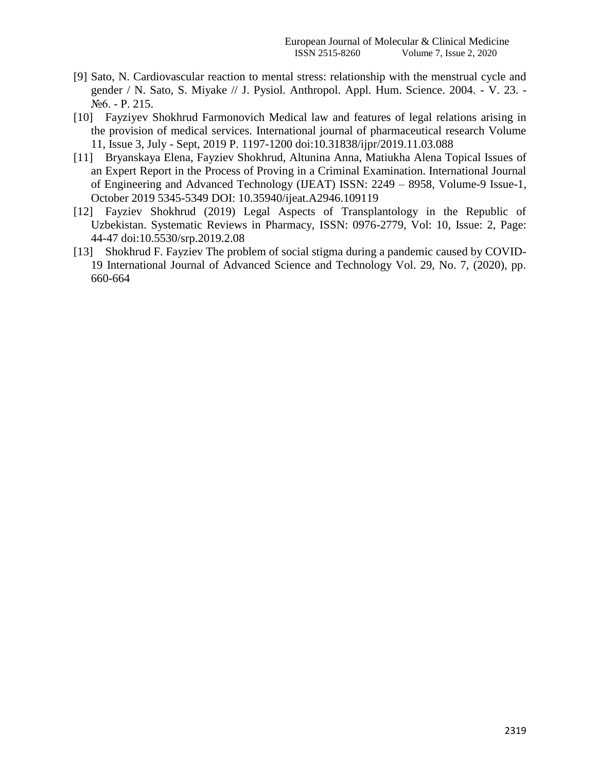[9] Sato, N. Cardiovascular reaction to mental stress: relationship with the menstrual cycle and gender / N. Sato, S. Miyake // J. Pysiol. Anthropol. Appl. Hum. Science. 2004. - V. 23. - №6. - P. 215.

[10] Fayziyev Shokhrud Farmonovich Medical law and features of legal relations arising in the provision of medical services. International journal of pharmaceutical research Volume 11, Issue 3, July - Sept, 2019 P. 1197-1200 doi:10.31838/ijpr/2019.11.03.088

[11] Bryanskaya Elena, Fayziev Shokhrud, Altunina Anna, Matiukha Alena Topical Issues of an Expert Report in the Process of Proving in a Criminal Examination. International Journal of Engineering and Advanced Technology (IJEAT) ISSN: 2249 – 8958, Volume-9 Issue-1, October 2019 5345-5349 DOI: 10.35940/ijeat.A2946.109119

[12] Fayziev Shokhrud (2019) Legal Aspects of Transplantology in the Republic of Uzbekistan. Systematic Reviews in Pharmacy, ISSN: 0976-2779, Vol: 10, Issue: 2, Page: 44-47 doi:10.5530/srp.2019.2.08

[13] Shokhrud F. Fayziev The problem of social stigma during a pandemic caused by COVID-19 International Journal of Advanced Science and Technology Vol. 29, No. 7, (2020), pp. 660-664